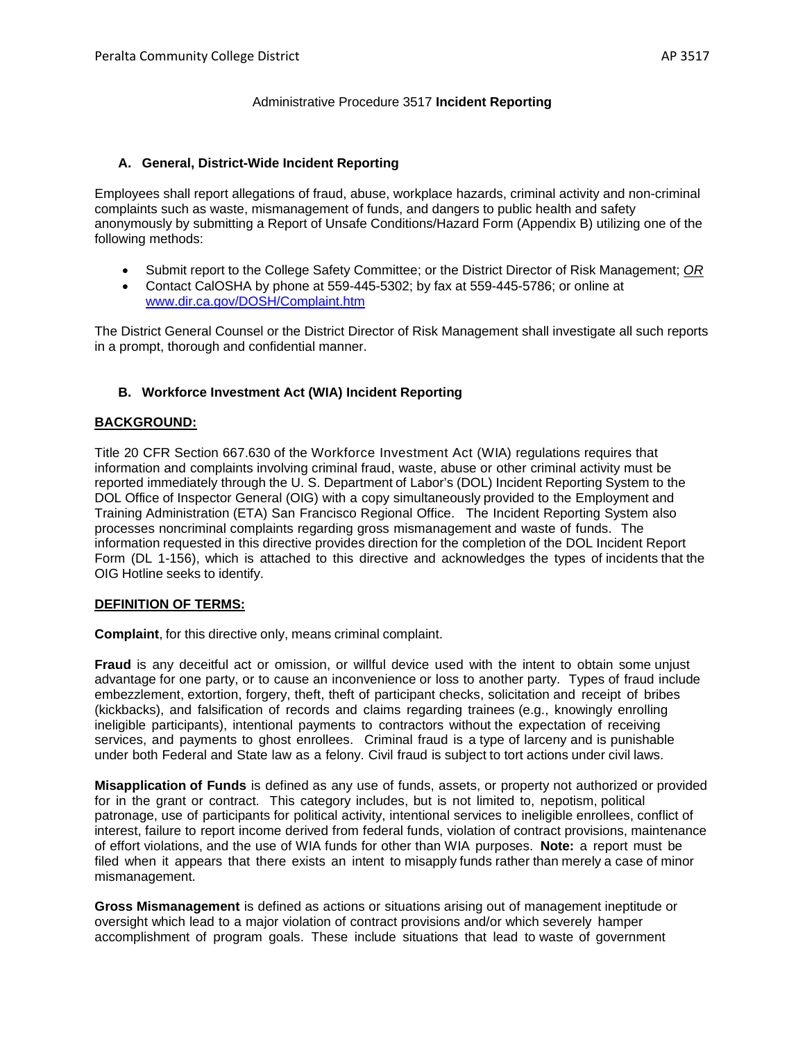# Administrative Procedure 3517 **Incident Reporting**

## A. General, District-Wide Incident Reporting

Employees shall report allegations of fraud, abuse, workplace hazards, criminal activity and non-criminal complaints such as waste, mismanagement of funds, and dangers to public health and safety anonymously by submitting a Report of Unsafe Conditions/Hazard Form (Appendix B) utilizing one of the following methods:

- Submit report to the College Safety Committee; or the District Director of Risk Management; *OR*
- Contact CalOSHA by phone at 559-445-5302; by fax at 559-445-5786; or online at www.dir.ca.gov/DOSH/Complaint.htm

The District General Counsel or the District Director of Risk Management shall investigate all such reports in a prompt, thorough and confidential manner.

## B. Workforce Investment Act (WIA) Incident Reporting

**BACKGROUND:**

Title 20 CFR Section 667.630 of the Workforce Investment Act (WIA) regulations requires that information and complaints involving criminal fraud, waste, abuse or other criminal activity must be reported immediately through the U. S. Department of Labor's (DOL) Incident Reporting System to the DOL Office of Inspector General (OIG) with a copy simultaneously provided to the Employment and Training Administration (ETA) San Francisco Regional Office. The Incident Reporting System also processes noncriminal complaints regarding gross mismanagement and waste of funds. The information requested in this directive provides direction for the completion of the DOL Incident Report Form (DL 1-156), which is attached to this directive and acknowledges the types of incidents that the OIG Hotline seeks to identify.

**DEFINITION OF TERMS:**

**Complaint**, for this directive only, means criminal complaint.

**Fraud** is any deceitful act or omission, or willful device used with the intent to obtain some unjust advantage for one party, or to cause an inconvenience or loss to another party. Types of fraud include embezzlement, extortion, forgery, theft, theft of participant checks, solicitation and receipt of bribes (kickbacks), and falsification of records and claims regarding trainees (e.g., knowingly enrolling ineligible participants), intentional payments to contractors without the expectation of receiving services, and payments to ghost enrollees. Criminal fraud is a type of larceny and is punishable under both Federal and State law as a felony. Civil fraud is subject to tort actions under civil laws.

**Misapplication of Funds** is defined as any use of funds, assets, or property not authorized or provided for in the grant or contract. This category includes, but is not limited to, nepotism, political patronage, use of participants for political activity, intentional services to ineligible enrollees, conflict of interest, failure to report income derived from federal funds, violation of contract provisions, maintenance of effort violations, and the use of WIA funds for other than WIA purposes. **Note:** a report must be filed when it appears that there exists an intent to misapply funds rather than merely a case of minor mismanagement.

**Gross Mismanagement** is defined as actions or situations arising out of management ineptitude or oversight which lead to a major violation of contract provisions and/or which severely hamper accomplishment of program goals. These include situations that lead to waste of government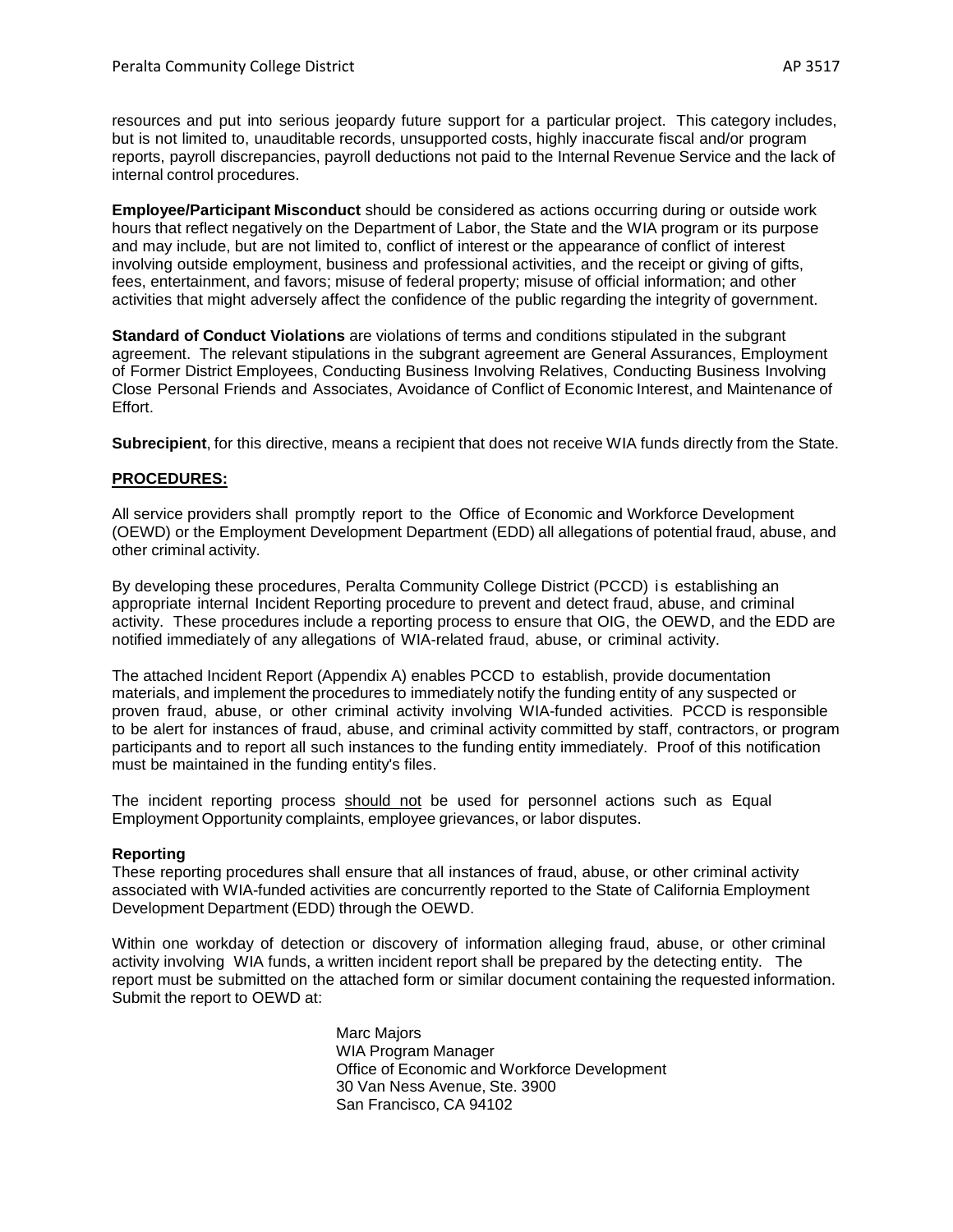resources and put into serious jeopardy future support for a particular project. This category includes, but is not limited to, unauditable records, unsupported costs, highly inaccurate fiscal and/or program reports, payroll discrepancies, payroll deductions not paid to the Internal Revenue Service and the lack of internal control procedures.

**Employee/Participant Misconduct** should be considered as actions occurring during or outside work hours that reflect negatively on the Department of Labor, the State and the WIA program or its purpose and may include, but are not limited to, conflict of interest or the appearance of conflict of interest involving outside employment, business and professional activities, and the receipt or giving of gifts, fees, entertainment, and favors; misuse of federal property; misuse of official information; and other activities that might adversely affect the confidence of the public regarding the integrity of government.

**Standard of Conduct Violations** are violations of terms and conditions stipulated in the subgrant agreement. The relevant stipulations in the subgrant agreement are General Assurances, Employment of Former District Employees, Conducting Business Involving Relatives, Conducting Business Involving Close Personal Friends and Associates, Avoidance of Conflict of Economic Interest, and Maintenance of Effort.

**Subrecipient**, for this directive, means a recipient that does not receive WIA funds directly from the State.

## PROCEDURES:

All service providers shall promptly report to the Office of Economic and Workforce Development (OEWD) or the Employment Development Department (EDD) all allegations of potential fraud, abuse, and other criminal activity.

By developing these procedures, Peralta Community College District (PCCD) is establishing an appropriate internal Incident Reporting procedure to prevent and detect fraud, abuse, and criminal activity. These procedures include a reporting process to ensure that OIG, the OEWD, and the EDD are notified immediately of any allegations of WIA-related fraud, abuse, or criminal activity.

The attached Incident Report (Appendix A) enables PCCD to establish, provide documentation materials, and implement the procedures to immediately notify the funding entity of any suspected or proven fraud, abuse, or other criminal activity involving WIA-funded activities. PCCD is responsible to be alert for instances of fraud, abuse, and criminal activity committed by staff, contractors, or program participants and to report all such instances to the funding entity immediately. Proof of this notification must be maintained in the funding entity's files.

The incident reporting process should not be used for personnel actions such as Equal Employment Opportunity complaints, employee grievances, or labor disputes.

### Reporting

These reporting procedures shall ensure that all instances of fraud, abuse, or other criminal activity associated with WIA-funded activities are concurrently reported to the State of California Employment Development Department (EDD) through the OEWD.

Within one workday of detection or discovery of information alleging fraud, abuse, or other criminal activity involving WIA funds, a written incident report shall be prepared by the detecting entity. The report must be submitted on the attached form or similar document containing the requested information. Submit the report to OEWD at:

Marc Majors
WIA Program Manager
Office of Economic and Workforce Development
30 Van Ness Avenue, Ste. 3900
San Francisco, CA 94102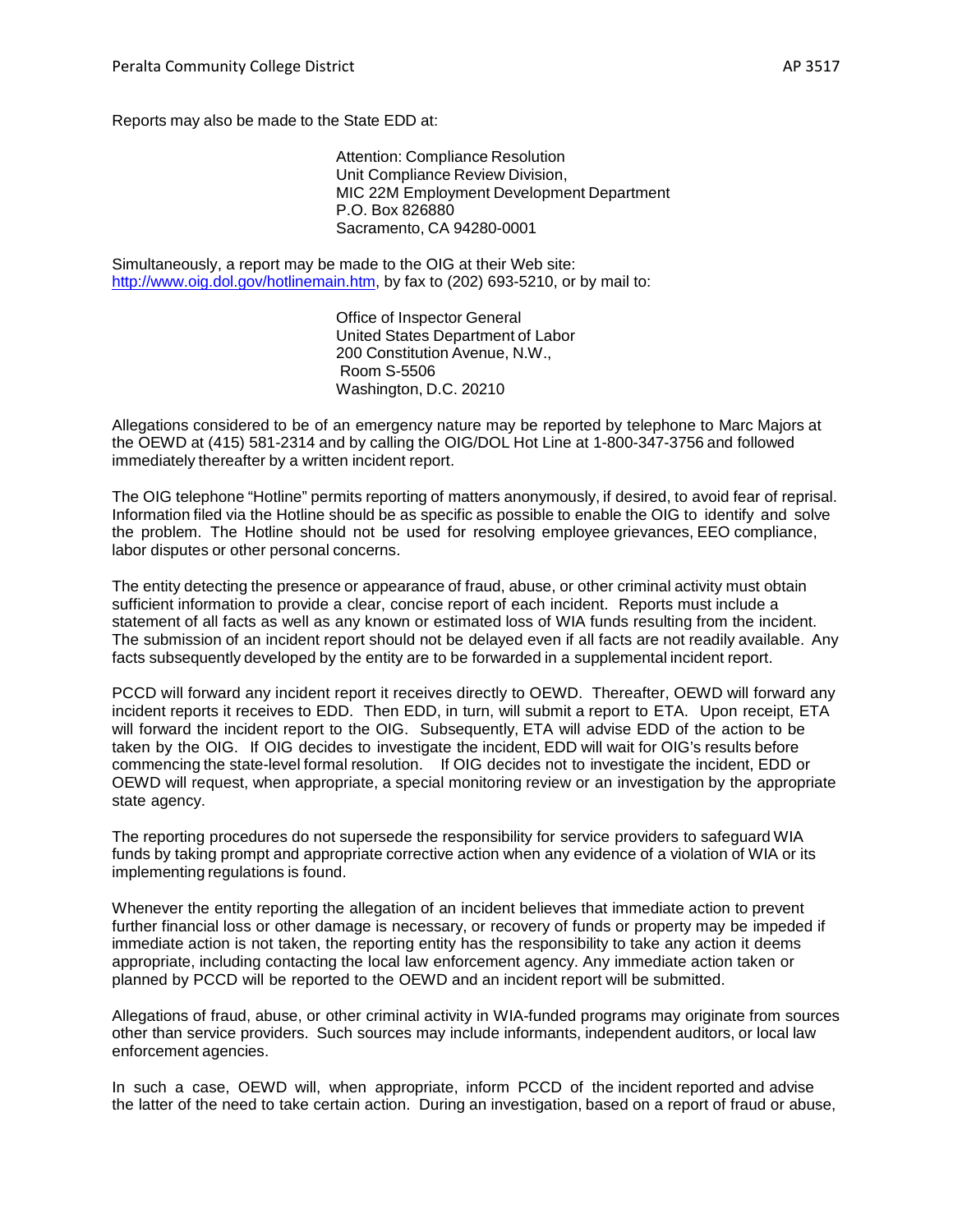Reports may also be made to the State EDD at:

Attention: Compliance Resolution  
Unit Compliance Review Division,  
MIC 22M Employment Development Department  
P.O. Box 826880  
Sacramento, CA 94280-0001

Simultaneously, a report may be made to the OIG at their Web site: http://www.oig.dol.gov/hotlinemain.htm, by fax to (202) 693-5210, or by mail to:

Office of Inspector General  
United States Department of Labor  
200 Constitution Avenue, N.W.,  
Room S-5506  
Washington, D.C. 20210

Allegations considered to be of an emergency nature may be reported by telephone to Marc Majors at the OEWD at (415) 581-2314 and by calling the OIG/DOL Hot Line at 1-800-347-3756 and followed immediately thereafter by a written incident report.

The OIG telephone "Hotline" permits reporting of matters anonymously, if desired, to avoid fear of reprisal. Information filed via the Hotline should be as specific as possible to enable the OIG to identify and solve the problem. The Hotline should not be used for resolving employee grievances, EEO compliance, labor disputes or other personal concerns.

The entity detecting the presence or appearance of fraud, abuse, or other criminal activity must obtain sufficient information to provide a clear, concise report of each incident. Reports must include a statement of all facts as well as any known or estimated loss of WIA funds resulting from the incident. The submission of an incident report should not be delayed even if all facts are not readily available. Any facts subsequently developed by the entity are to be forwarded in a supplemental incident report.

PCCD will forward any incident report it receives directly to OEWD. Thereafter, OEWD will forward any incident reports it receives to EDD. Then EDD, in turn, will submit a report to ETA. Upon receipt, ETA will forward the incident report to the OIG. Subsequently, ETA will advise EDD of the action to be taken by the OIG. If OIG decides to investigate the incident, EDD will wait for OIG's results before commencing the state-level formal resolution. If OIG decides not to investigate the incident, EDD or OEWD will request, when appropriate, a special monitoring review or an investigation by the appropriate state agency.

The reporting procedures do not supersede the responsibility for service providers to safeguard WIA funds by taking prompt and appropriate corrective action when any evidence of a violation of WIA or its implementing regulations is found.

Whenever the entity reporting the allegation of an incident believes that immediate action to prevent further financial loss or other damage is necessary, or recovery of funds or property may be impeded if immediate action is not taken, the reporting entity has the responsibility to take any action it deems appropriate, including contacting the local law enforcement agency. Any immediate action taken or planned by PCCD will be reported to the OEWD and an incident report will be submitted.

Allegations of fraud, abuse, or other criminal activity in WIA-funded programs may originate from sources other than service providers. Such sources may include informants, independent auditors, or local law enforcement agencies.

In such a case, OEWD will, when appropriate, inform PCCD of the incident reported and advise the latter of the need to take certain action. During an investigation, based on a report of fraud or abuse,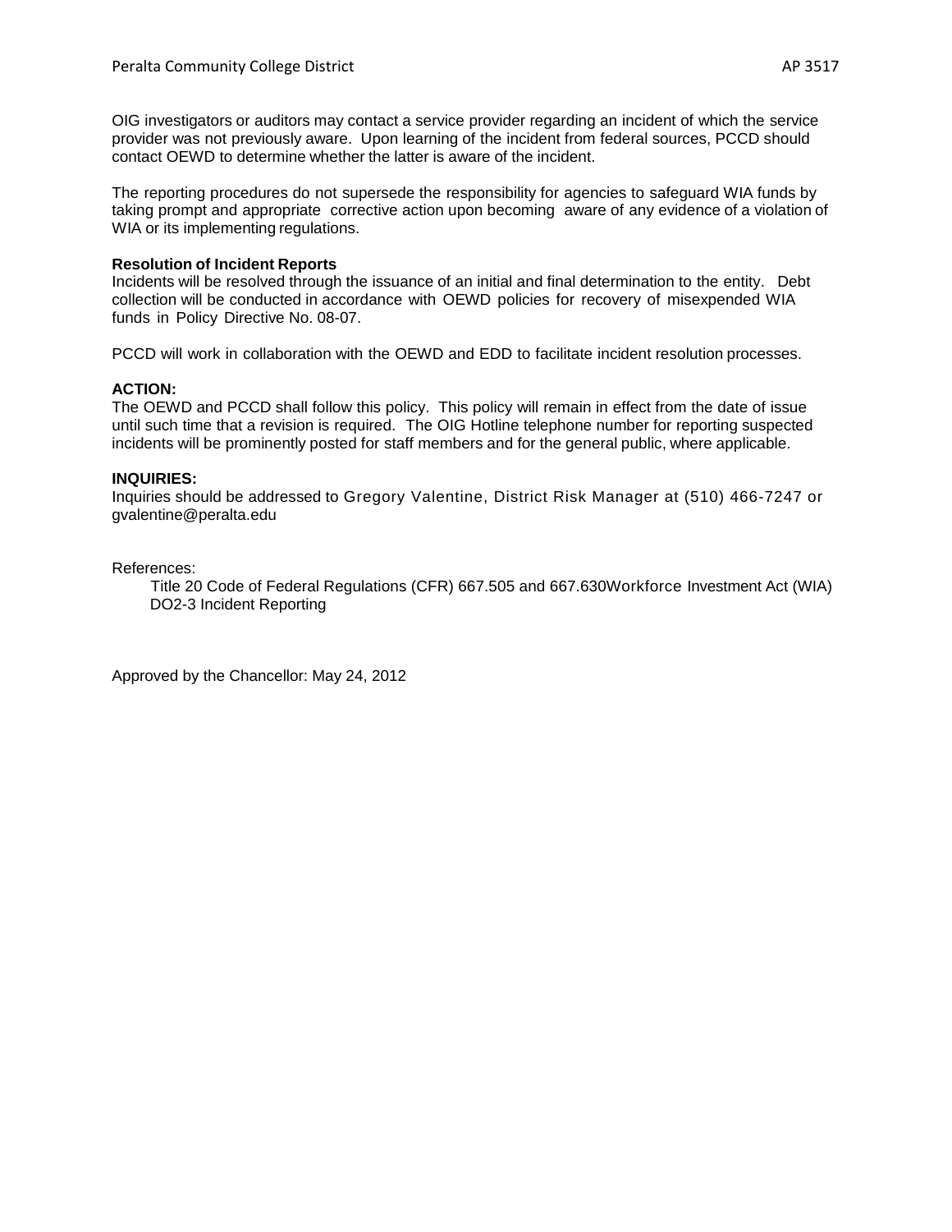OIG investigators or auditors may contact a service provider regarding an incident of which the service provider was not previously aware. Upon learning of the incident from federal sources, PCCD should contact OEWD to determine whether the latter is aware of the incident.

The reporting procedures do not supersede the responsibility for agencies to safeguard WIA funds by taking prompt and appropriate corrective action upon becoming aware of any evidence of a violation of WIA or its implementing regulations.

**Resolution of Incident Reports**

Incidents will be resolved through the issuance of an initial and final determination to the entity. Debt collection will be conducted in accordance with OEWD policies for recovery of misexpended WIA funds in Policy Directive No. 08-07.

PCCD will work in collaboration with the OEWD and EDD to facilitate incident resolution processes.

**ACTION:**

The OEWD and PCCD shall follow this policy. This policy will remain in effect from the date of issue until such time that a revision is required. The OIG Hotline telephone number for reporting suspected incidents will be prominently posted for staff members and for the general public, where applicable.

**INQUIRIES:**

Inquiries should be addressed to Gregory Valentine, District Risk Manager at (510) 466-7247 or gvalentine@peralta.edu

References:

Title 20 Code of Federal Regulations (CFR) 667.505 and 667.630Workforce Investment Act (WIA)
DO2-3 Incident Reporting

Approved by the Chancellor: May 24, 2012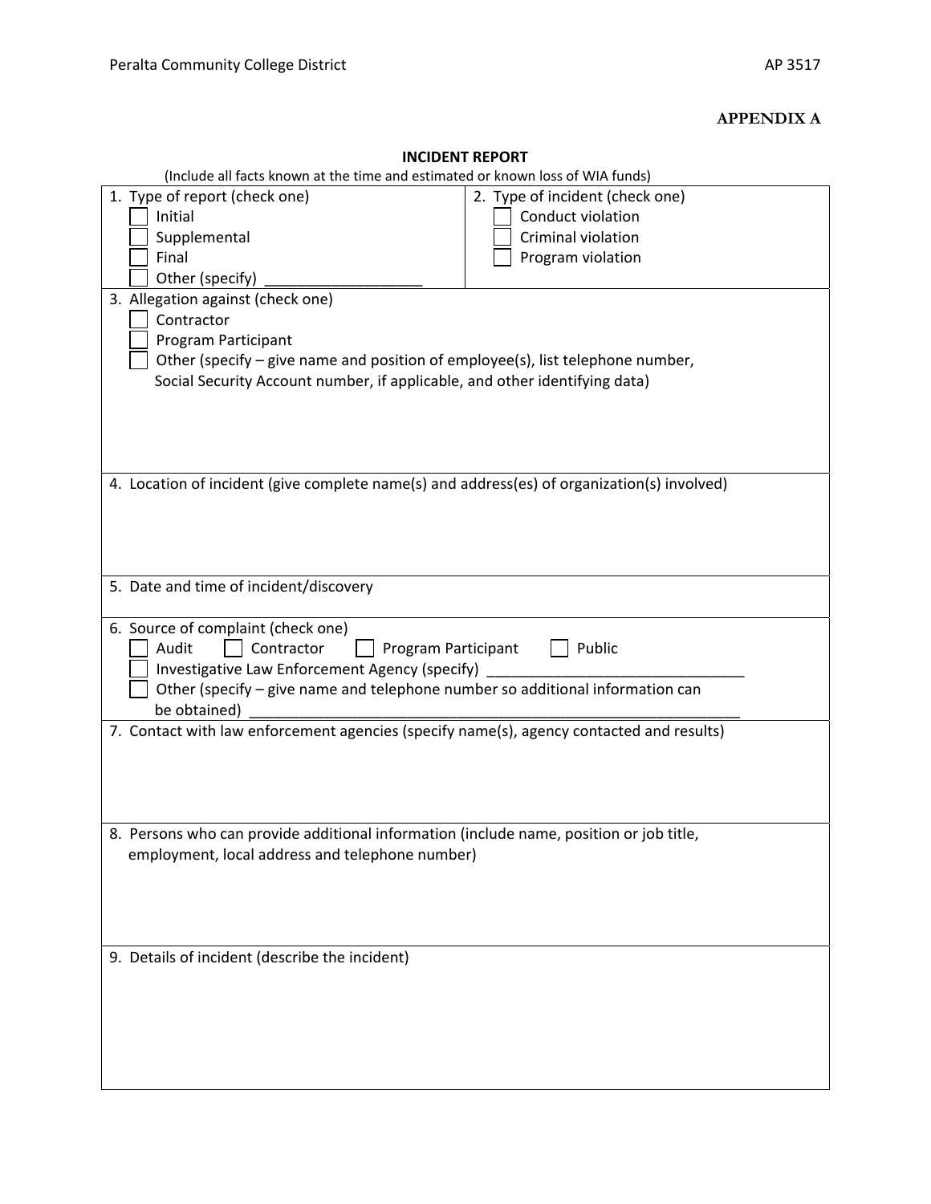**APPENDIX A**

**INCIDENT REPORT**

(Include all facts known at the time and estimated or known loss of WIA funds)

1. Type of report (check one)
   - ☐ Initial
   - ☐ Supplemental
   - ☐ Final
   - ☐ Other (specify) ___________________

2. Type of incident (check one)
   - ☐ Conduct violation
   - ☐ Criminal violation
   - ☐ Program violation

3. Allegation against (check one)
   - ☐ Contractor
   - ☐ Program Participant
   - ☐ Other (specify – give name and position of employee(s), list telephone number, Social Security Account number, if applicable, and other identifying data)

4. Location of incident (give complete name(s) and address(es) of organization(s) involved)

5. Date and time of incident/discovery

6. Source of complaint (check one)
   - ☐ Audit ☐ Contractor ☐ Program Participant ☐ Public
   - ☐ Investigative Law Enforcement Agency (specify) _______________________________
   - ☐ Other (specify – give name and telephone number so additional information can be obtained) ____________________________________________________________

7. Contact with law enforcement agencies (specify name(s), agency contacted and results)

8. Persons who can provide additional information (include name, position or job title, employment, local address and telephone number)

9. Details of incident (describe the incident)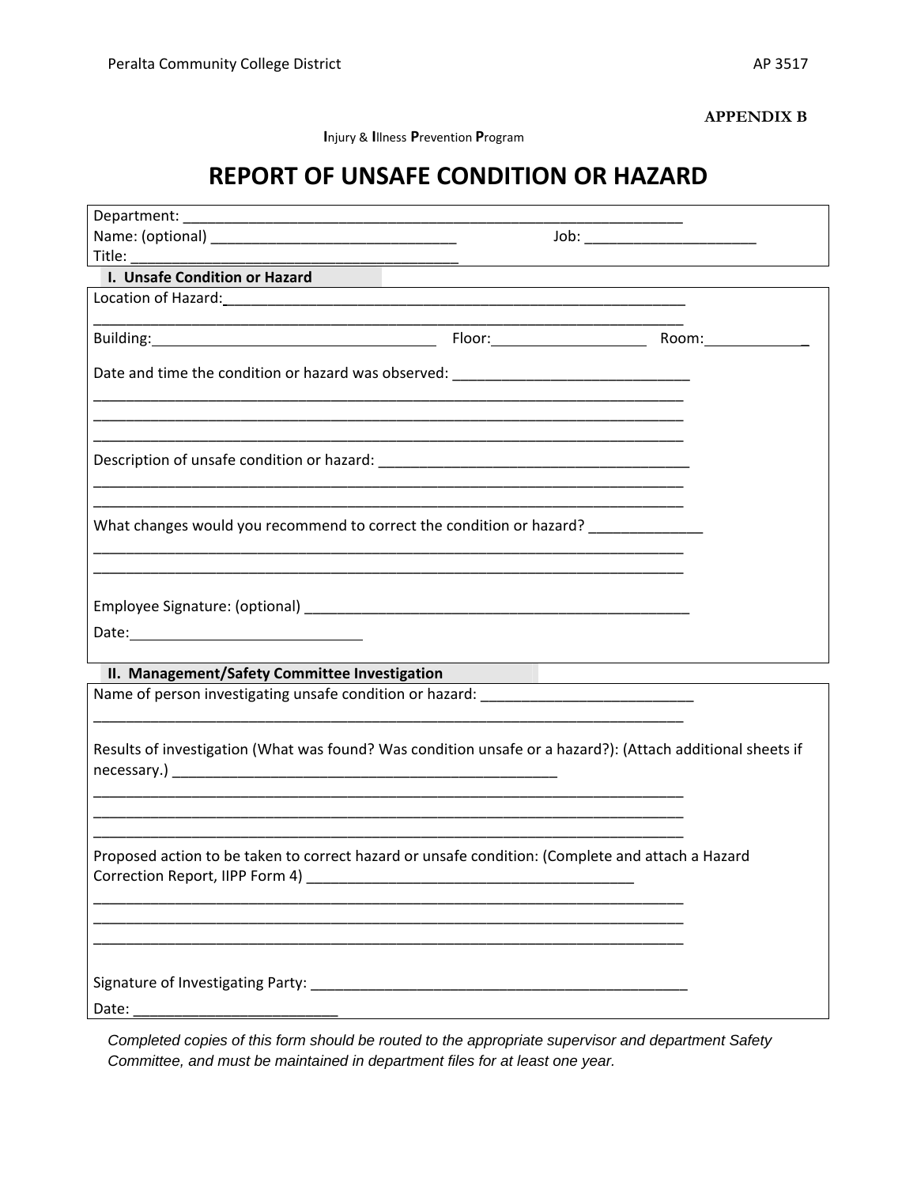**APPENDIX B**

**I**njury & **I**llness **P**revention **P**rogram

# REPORT OF UNSAFE CONDITION OR HAZARD

Department: _______________________________________________________________

Name: (optional) _______________________________ Job: ______________________

Title: __________________________________________

**I. Unsafe Condition or Hazard**

Location of Hazard:___________________________________________________________

____________________________________________________________________________

Building:____________________________________ Floor:____________________ Room:_____________

Date and time the condition or hazard was observed: ______________________________

____________________________________________________________________________

____________________________________________________________________________

____________________________________________________________________________

Description of unsafe condition or hazard: ________________________________________

____________________________________________________________________________

____________________________________________________________________________

What changes would you recommend to correct the condition or hazard? ______________

____________________________________________________________________________

____________________________________________________________________________

Employee Signature: (optional) __________________________________________________

Date:_____________________________

**II. Management/Safety Committee Investigation**

Name of person investigating unsafe condition or hazard: ___________________________

____________________________________________________________________________

Results of investigation (What was found? Was condition unsafe or a hazard?): (Attach additional sheets if necessary.) _________________________________________________

____________________________________________________________________________

____________________________________________________________________________

____________________________________________________________________________

Proposed action to be taken to correct hazard or unsafe condition: (Complete and attach a Hazard Correction Report, IIPP Form 4) __________________________________________

____________________________________________________________________________

____________________________________________________________________________

____________________________________________________________________________

Signature of Investigating Party: ________________________________________________

Date: _________________________

*Completed copies of this form should be routed to the appropriate supervisor and department Safety Committee, and must be maintained in department files for at least one year.*